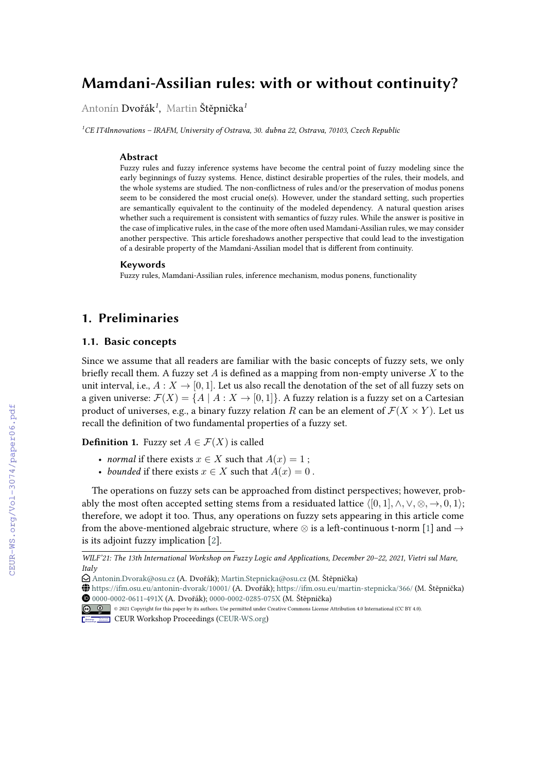# Mamdani-Assilian rules: with or without continuity?

Antonín Dvořák[1], Martin Štěpnička[1]

[1]CE IT4Innovations – IRAFM, University of Ostrava, 30. dubna 22, Ostrava, 70103, Czech Republic

### Abstract

Fuzzy rules and fuzzy inference systems have become the central point of fuzzy modeling since the early beginnings of fuzzy systems. Hence, distinct desirable properties of the rules, their models, and the whole systems are studied. The non-conflictness of rules and/or the preservation of modus ponens seem to be considered the most crucial one(s). However, under the standard setting, such properties are semantically equivalent to the continuity of the modeled dependency. A natural question arises whether such a requirement is consistent with semantics of fuzzy rules. While the answer is positive in the case of implicative rules, in the case of the more often used Mamdani-Assilian rules, we may consider another perspective. This article foreshadows another perspective that could lead to the investigation of a desirable property of the Mamdani-Assilian model that is different from continuity.

### Keywords

Fuzzy rules, Mamdani-Assilian rules, inference mechanism, modus ponens, functionality

## 1. Preliminaries

### 1.1. Basic concepts

Since we assume that all readers are familiar with the basic concepts of fuzzy sets, we only briefly recall them. A fuzzy set $A$ is defined as a mapping from non-empty universe $X$ to the unit interval, i.e., $A : X \to [0, 1]$. Let us also recall the denotation of the set of all fuzzy sets on a given universe: $\mathcal{F}(X) = \{A \mid A : X \to [0, 1]\}$. A fuzzy relation is a fuzzy set on a Cartesian product of universes, e.g., a binary fuzzy relation $R$ can be an element of $\mathcal{F}(X \times Y)$. Let us recall the definition of two fundamental properties of a fuzzy set.

**Definition 1.** Fuzzy set $A \in \mathcal{F}(X)$ is called

- *normal* if there exists $x \in X$ such that $A(x) = 1$ ;
- *bounded* if there exists $x \in X$ such that $A(x) = 0$ .

The operations on fuzzy sets can be approached from distinct perspectives; however, probably the most often accepted setting stems from a residuated lattice $\langle [0, 1], \wedge, \vee, \otimes, \to, 0, 1\rangle$; therefore, we adopt it too. Thus, any operations on fuzzy sets appearing in this article come from the above-mentioned algebraic structure, where $\otimes$ is a left-continuous t-norm [1] and $\to$ is its adjoint fuzzy implication [2].

WILF'21: The 13th International Workshop on Fuzzy Logic and Applications, December 20–22, 2021, Vietri sul Mare, Italy

Antonin.Dvorak@osu.cz (A. Dvořák); Martin.Stepnicka@osu.cz (M. Štěpnička)

https://ifm.osu.eu/antonin-dvorak/10001/ (A. Dvořák); https://ifm.osu.eu/martin-stepnicka/366/ (M. Štěpnička)

0000-0002-0611-491X (A. Dvořák); 0000-0002-0285-075X (M. Štěpnička)

© 2021 Copyright for this paper by its authors. Use permitted under Creative Commons License Attribution 4.0 International (CC BY 4.0).

CEUR Workshop Proceedings (CEUR-WS.org)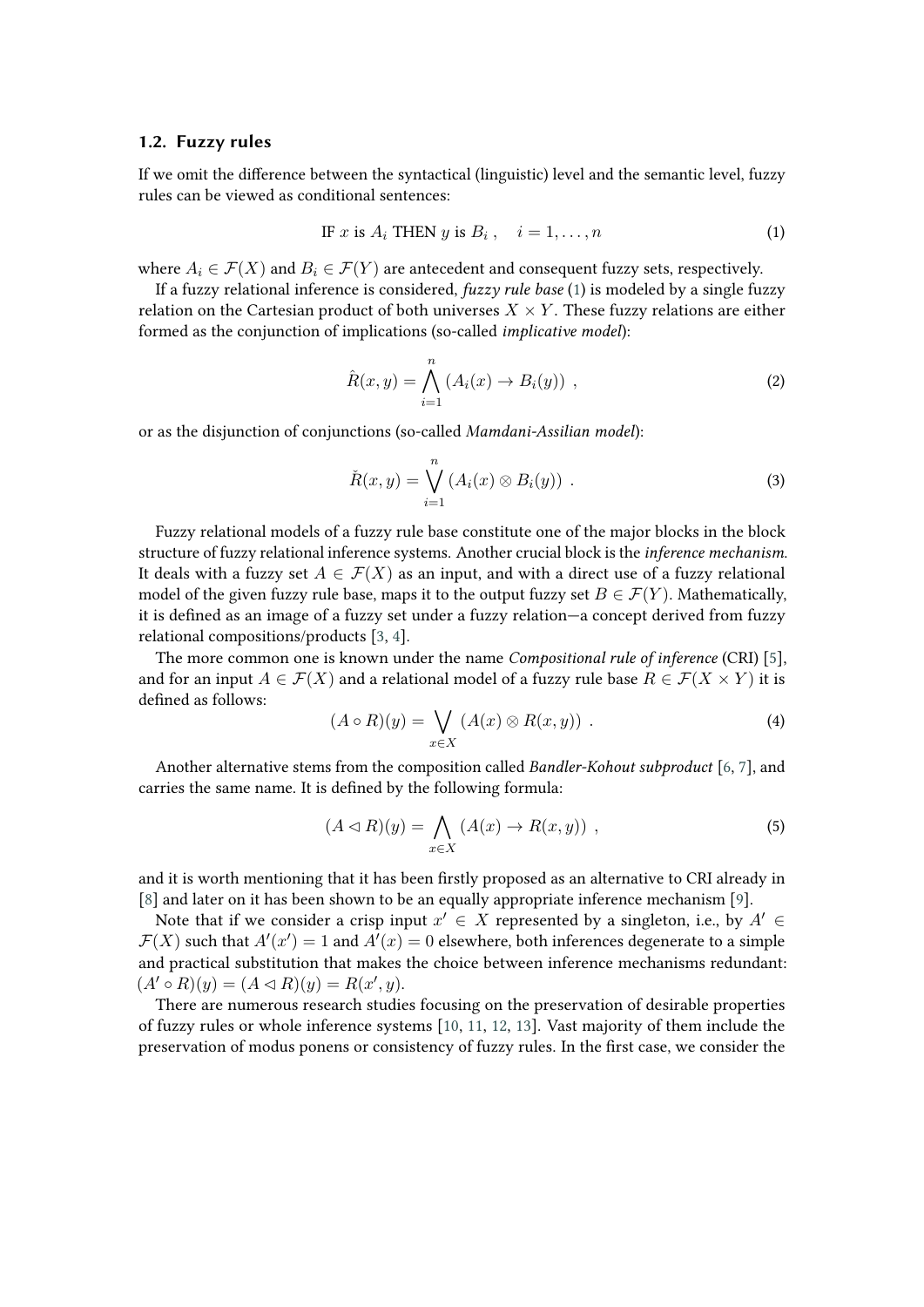### 1.2. Fuzzy rules

If we omit the difference between the syntactical (linguistic) level and the semantic level, fuzzy rules can be viewed as conditional sentences:

$$\text{IF } x \text{ is } A_i \text{ THEN } y \text{ is } B_i \,, \quad i = 1, \ldots, n \tag{1}$$

where $A_i \in \mathcal{F}(X)$ and $B_i \in \mathcal{F}(Y)$ are antecedent and consequent fuzzy sets, respectively.

If a fuzzy relational inference is considered, *fuzzy rule base* (1) is modeled by a single fuzzy relation on the Cartesian product of both universes $X \times Y$. These fuzzy relations are either formed as the conjunction of implications (so-called *implicative model*):

$$\hat{R}(x, y) = \bigwedge_{i=1}^{n} (A_i(x) \to B_i(y)) \;, \tag{2}$$

or as the disjunction of conjunctions (so-called *Mamdani-Assilian model*):

$$\check{R}(x, y) = \bigvee_{i=1}^{n} (A_i(x) \otimes B_i(y)) \;. \tag{3}$$

Fuzzy relational models of a fuzzy rule base constitute one of the major blocks in the block structure of fuzzy relational inference systems. Another crucial block is the *inference mechanism*. It deals with a fuzzy set $A \in \mathcal{F}(X)$ as an input, and with a direct use of a fuzzy relational model of the given fuzzy rule base, maps it to the output fuzzy set $B \in \mathcal{F}(Y)$. Mathematically, it is defined as an image of a fuzzy set under a fuzzy relation—a concept derived from fuzzy relational compositions/products [3, 4].

The more common one is known under the name *Compositional rule of inference* (CRI) [5], and for an input $A \in \mathcal{F}(X)$ and a relational model of a fuzzy rule base $R \in \mathcal{F}(X \times Y)$ it is defined as follows:

$$(A \circ R)(y) = \bigvee_{x \in X} (A(x) \otimes R(x, y)) \;. \tag{4}$$

Another alternative stems from the composition called *Bandler-Kohout subproduct* [6, 7], and carries the same name. It is defined by the following formula:

$$(A \lhd R)(y) = \bigwedge_{x \in X} (A(x) \to R(x, y)) \;, \tag{5}$$

and it is worth mentioning that it has been firstly proposed as an alternative to CRI already in [8] and later on it has been shown to be an equally appropriate inference mechanism [9].

Note that if we consider a crisp input $x' \in X$ represented by a singleton, i.e., by $A' \in \mathcal{F}(X)$ such that $A'(x') = 1$ and $A'(x) = 0$ elsewhere, both inferences degenerate to a simple and practical substitution that makes the choice between inference mechanisms redundant: $(A' \circ R)(y) = (A \lhd R)(y) = R(x', y)$.

There are numerous research studies focusing on the preservation of desirable properties of fuzzy rules or whole inference systems [10, 11, 12, 13]. Vast majority of them include the preservation of modus ponens or consistency of fuzzy rules. In the first case, we consider the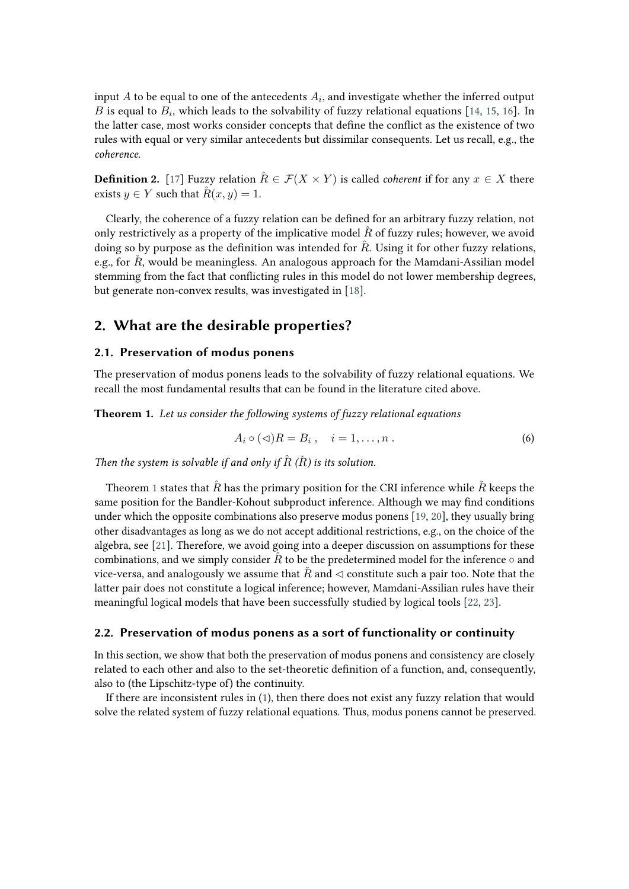input $A$ to be equal to one of the antecedents $A_i$, and investigate whether the inferred output $B$ is equal to $B_i$, which leads to the solvability of fuzzy relational equations [14, 15, 16]. In the latter case, most works consider concepts that define the conflict as the existence of two rules with equal or very similar antecedents but dissimilar consequents. Let us recall, e.g., the *coherence*.

**Definition 2.** [17] Fuzzy relation $\hat{R} \in \mathcal{F}(X \times Y)$ is called *coherent* if for any $x \in X$ there exists $y \in Y$ such that $\hat{R}(x, y) = 1$.

Clearly, the coherence of a fuzzy relation can be defined for an arbitrary fuzzy relation, not only restrictively as a property of the implicative model $\hat{R}$ of fuzzy rules; however, we avoid doing so by purpose as the definition was intended for $\hat{R}$. Using it for other fuzzy relations, e.g., for $\check{R}$, would be meaningless. An analogous approach for the Mamdani-Assilian model stemming from the fact that conflicting rules in this model do not lower membership degrees, but generate non-convex results, was investigated in [18].

## 2. What are the desirable properties?

### 2.1. Preservation of modus ponens

The preservation of modus ponens leads to the solvability of fuzzy relational equations. We recall the most fundamental results that can be found in the literature cited above.

**Theorem 1.** *Let us consider the following systems of fuzzy relational equations*

$$A_i \circ (\lhd) R = B_i \,, \quad i = 1, \dots, n \,. \tag{6}$$

*Then the system is solvable if and only if $\hat{R}$ ($\check{R}$) is its solution.*

Theorem 1 states that $\hat{R}$ has the primary position for the CRI inference while $\check{R}$ keeps the same position for the Bandler-Kohout subproduct inference. Although we may find conditions under which the opposite combinations also preserve modus ponens [19, 20], they usually bring other disadvantages as long as we do not accept additional restrictions, e.g., on the choice of the algebra, see [21]. Therefore, we avoid going into a deeper discussion on assumptions for these combinations, and we simply consider $\hat{R}$ to be the predetermined model for the inference $\circ$ and vice-versa, and analogously we assume that $\check{R}$ and $\lhd$ constitute such a pair too. Note that the latter pair does not constitute a logical inference; however, Mamdani-Assilian rules have their meaningful logical models that have been successfully studied by logical tools [22, 23].

### 2.2. Preservation of modus ponens as a sort of functionality or continuity

In this section, we show that both the preservation of modus ponens and consistency are closely related to each other and also to the set-theoretic definition of a function, and, consequently, also to (the Lipschitz-type of) the continuity.

If there are inconsistent rules in (1), then there does not exist any fuzzy relation that would solve the related system of fuzzy relational equations. Thus, modus ponens cannot be preserved.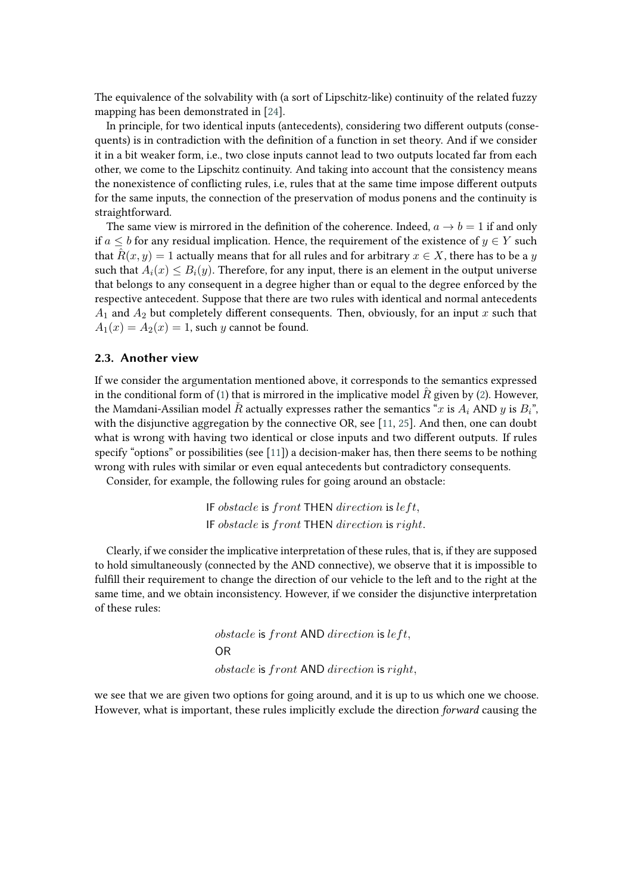The equivalence of the solvability with (a sort of Lipschitz-like) continuity of the related fuzzy mapping has been demonstrated in [24].

In principle, for two identical inputs (antecedents), considering two different outputs (consequents) is in contradiction with the definition of a function in set theory. And if we consider it in a bit weaker form, i.e., two close inputs cannot lead to two outputs located far from each other, we come to the Lipschitz continuity. And taking into account that the consistency means the nonexistence of conflicting rules, i.e, rules that at the same time impose different outputs for the same inputs, the connection of the preservation of modus ponens and the continuity is straightforward.

The same view is mirrored in the definition of the coherence. Indeed, $a \to b = 1$ if and only if $a \leq b$ for any residual implication. Hence, the requirement of the existence of $y \in Y$ such that $\hat{R}(x, y) = 1$ actually means that for all rules and for arbitrary $x \in X$, there has to be a $y$ such that $A_i(x) \leq B_i(y)$. Therefore, for any input, there is an element in the output universe that belongs to any consequent in a degree higher than or equal to the degree enforced by the respective antecedent. Suppose that there are two rules with identical and normal antecedents $A_1$ and $A_2$ but completely different consequents. Then, obviously, for an input $x$ such that $A_1(x) = A_2(x) = 1$, such $y$ cannot be found.

### 2.3. Another view

If we consider the argumentation mentioned above, it corresponds to the semantics expressed in the conditional form of (1) that is mirrored in the implicative model $\hat{R}$ given by (2). However, the Mamdani-Assilian model $\check{R}$ actually expresses rather the semantics "$x$ is $A_i$ AND $y$ is $B_i$", with the disjunctive aggregation by the connective OR, see [11, 25]. And then, one can doubt what is wrong with having two identical or close inputs and two different outputs. If rules specify "options" or possibilities (see [11]) a decision-maker has, then there seems to be nothing wrong with rules with similar or even equal antecedents but contradictory consequents.

Consider, for example, the following rules for going around an obstacle:

$$\text{IF } obstacle \text{ is } front \text{ THEN } direction \text{ is } left,$$
$$\text{IF } obstacle \text{ is } front \text{ THEN } direction \text{ is } right.$$

Clearly, if we consider the implicative interpretation of these rules, that is, if they are supposed to hold simultaneously (connected by the AND connective), we observe that it is impossible to fulfill their requirement to change the direction of our vehicle to the left and to the right at the same time, and we obtain inconsistency. However, if we consider the disjunctive interpretation of these rules:

$$obstacle \text{ is } front \text{ AND } direction \text{ is } left,$$
$$\text{OR}$$
$$obstacle \text{ is } front \text{ AND } direction \text{ is } right,$$

we see that we are given two options for going around, and it is up to us which one we choose. However, what is important, these rules implicitly exclude the direction *forward* causing the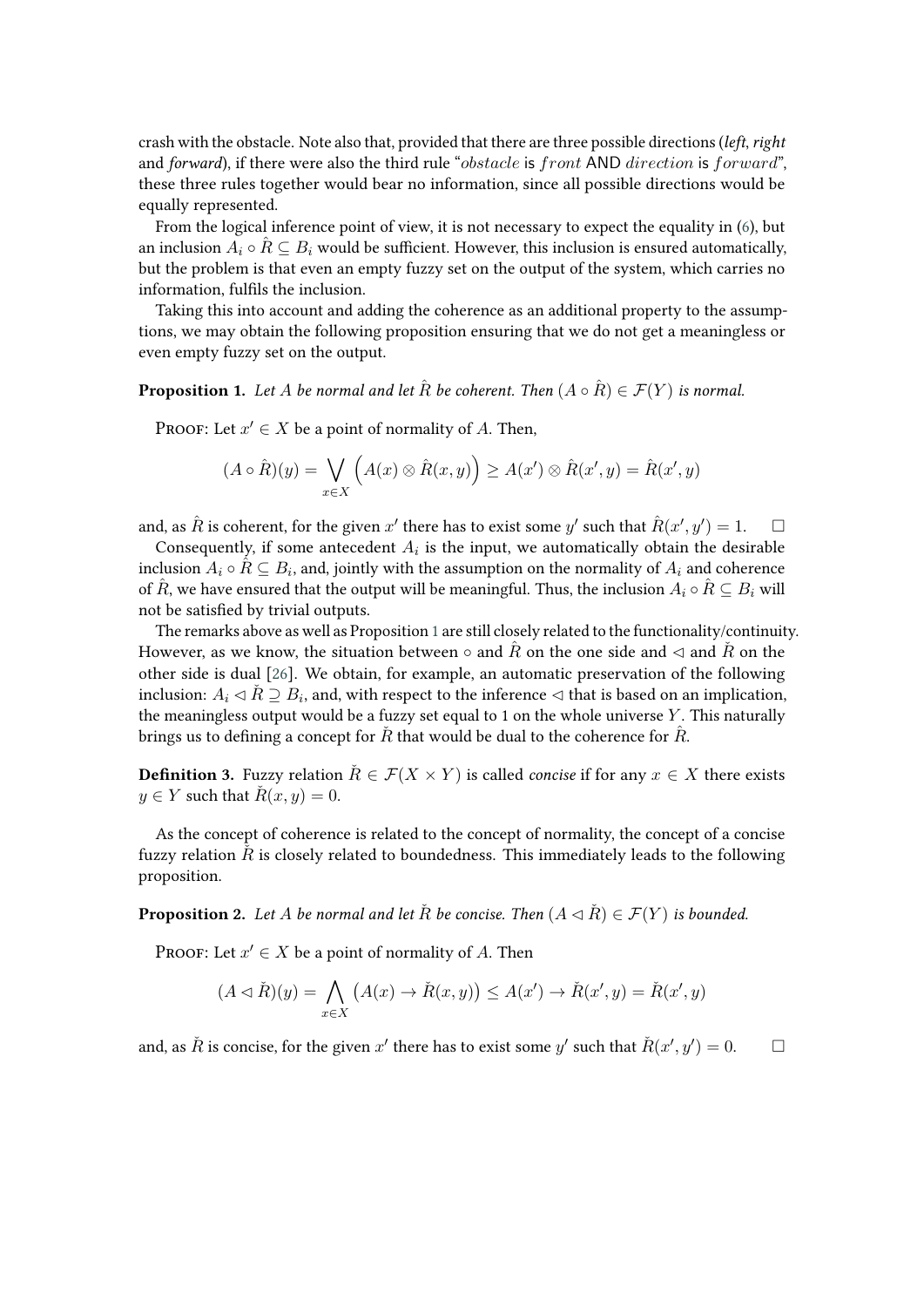crash with the obstacle. Note also that, provided that there are three possible directions (*left*, *right* and *forward*), if there were also the third rule "$obstacle$ is $front$ AND $direction$ is $forward$", these three rules together would bear no information, since all possible directions would be equally represented.

From the logical inference point of view, it is not necessary to expect the equality in (6), but an inclusion $A_i \circ \hat{R} \subseteq B_i$ would be sufficient. However, this inclusion is ensured automatically, but the problem is that even an empty fuzzy set on the output of the system, which carries no information, fulfils the inclusion.

Taking this into account and adding the coherence as an additional property to the assumptions, we may obtain the following proposition ensuring that we do not get a meaningless or even empty fuzzy set on the output.

**Proposition 1.** *Let $A$ be normal and let $\hat{R}$ be coherent. Then $(A \circ \hat{R}) \in \mathcal{F}(Y)$ is normal.*

Proof: Let $x' \in X$ be a point of normality of $A$. Then,

$$(A \circ \hat{R})(y) = \bigvee_{x \in X} \left( A(x) \otimes \hat{R}(x, y) \right) \geq A(x') \otimes \hat{R}(x', y) = \hat{R}(x', y)$$

and, as $\hat{R}$ is coherent, for the given $x'$ there has to exist some $y'$ such that $\hat{R}(x', y') = 1$. □

Consequently, if some antecedent $A_i$ is the input, we automatically obtain the desirable inclusion $A_i \circ \hat{R} \subseteq B_i$, and, jointly with the assumption on the normality of $A_i$ and coherence of $\hat{R}$, we have ensured that the output will be meaningful. Thus, the inclusion $A_i \circ \hat{R} \subseteq B_i$ will not be satisfied by trivial outputs.

The remarks above as well as Proposition 1 are still closely related to the functionality/continuity. However, as we know, the situation between $\circ$ and $\hat{R}$ on the one side and $\lhd$ and $\check{R}$ on the other side is dual [26]. We obtain, for example, an automatic preservation of the following inclusion: $A_i \lhd \check{R} \supseteq B_i$, and, with respect to the inference $\lhd$ that is based on an implication, the meaningless output would be a fuzzy set equal to 1 on the whole universe $Y$. This naturally brings us to defining a concept for $\check{R}$ that would be dual to the coherence for $\hat{R}$.

**Definition 3.** Fuzzy relation $\check{R} \in \mathcal{F}(X \times Y)$ is called *concise* if for any $x \in X$ there exists $y \in Y$ such that $\check{R}(x, y) = 0$.

As the concept of coherence is related to the concept of normality, the concept of a concise fuzzy relation $\check{R}$ is closely related to boundedness. This immediately leads to the following proposition.

**Proposition 2.** *Let $A$ be normal and let $\check{R}$ be concise. Then $(A \lhd \check{R}) \in \mathcal{F}(Y)$ is bounded.*

Proof: Let $x' \in X$ be a point of normality of $A$. Then

$$(A \lhd \check{R})(y) = \bigwedge_{x \in X} \left( A(x) \to \check{R}(x, y) \right) \leq A(x') \to \check{R}(x', y) = \check{R}(x', y)$$

and, as $\check{R}$ is concise, for the given $x'$ there has to exist some $y'$ such that $\check{R}(x', y') = 0$. □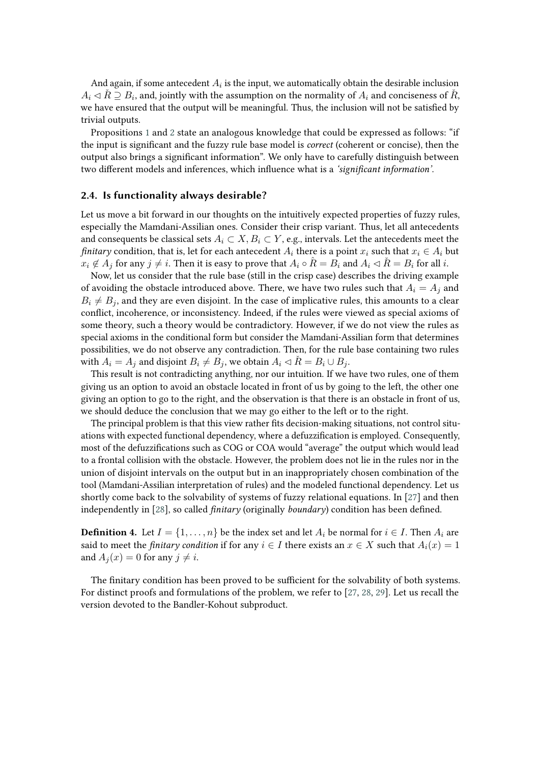And again, if some antecedent $A_i$ is the input, we automatically obtain the desirable inclusion $A_i \lhd \check{R} \supseteq B_i$, and, jointly with the assumption on the normality of $A_i$ and conciseness of $\check{R}$, we have ensured that the output will be meaningful. Thus, the inclusion will not be satisfied by trivial outputs.

Propositions 1 and 2 state an analogous knowledge that could be expressed as follows: "if the input is significant and the fuzzy rule base model is *correct* (coherent or concise), then the output also brings a significant information". We only have to carefully distinguish between two different models and inferences, which influence what is a *'significant information'*.

### 2.4. Is functionality always desirable?

Let us move a bit forward in our thoughts on the intuitively expected properties of fuzzy rules, especially the Mamdani-Assilian ones. Consider their crisp variant. Thus, let all antecedents and consequents be classical sets $A_i \subset X, B_i \subset Y$, e.g., intervals. Let the antecedents meet the *finitary* condition, that is, let for each antecedent $A_i$ there is a point $x_i$ such that $x_i \in A_i$ but $x_i \notin A_j$ for any $j \neq i$. Then it is easy to prove that $A_i \circ \hat{R} = B_i$ and $A_i \lhd \check{R} = B_i$ for all $i$.

Now, let us consider that the rule base (still in the crisp case) describes the driving example of avoiding the obstacle introduced above. There, we have two rules such that $A_i = A_j$ and $B_i \neq B_j$, and they are even disjoint. In the case of implicative rules, this amounts to a clear conflict, incoherence, or inconsistency. Indeed, if the rules were viewed as special axioms of some theory, such a theory would be contradictory. However, if we do not view the rules as special axioms in the conditional form but consider the Mamdani-Assilian form that determines possibilities, we do not observe any contradiction. Then, for the rule base containing two rules with $A_i = A_j$ and disjoint $B_i \neq B_j$, we obtain $A_i \lhd \check{R} = B_i \cup B_j$.

This result is not contradicting anything, nor our intuition. If we have two rules, one of them giving us an option to avoid an obstacle located in front of us by going to the left, the other one giving an option to go to the right, and the observation is that there is an obstacle in front of us, we should deduce the conclusion that we may go either to the left or to the right.

The principal problem is that this view rather fits decision-making situations, not control situations with expected functional dependency, where a defuzzification is employed. Consequently, most of the defuzzifications such as COG or COA would "average" the output which would lead to a frontal collision with the obstacle. However, the problem does not lie in the rules nor in the union of disjoint intervals on the output but in an inappropriately chosen combination of the tool (Mamdani-Assilian interpretation of rules) and the modeled functional dependency. Let us shortly come back to the solvability of systems of fuzzy relational equations. In [27] and then independently in [28], so called *finitary* (originally *boundary*) condition has been defined.

**Definition 4.** Let $I = \{1, \ldots, n\}$ be the index set and let $A_i$ be normal for $i \in I$. Then $A_i$ are said to meet the *finitary condition* if for any $i \in I$ there exists an $x \in X$ such that $A_i(x) = 1$ and $A_j(x) = 0$ for any $j \neq i$.

The finitary condition has been proved to be sufficient for the solvability of both systems. For distinct proofs and formulations of the problem, we refer to [27, 28, 29]. Let us recall the version devoted to the Bandler-Kohout subproduct.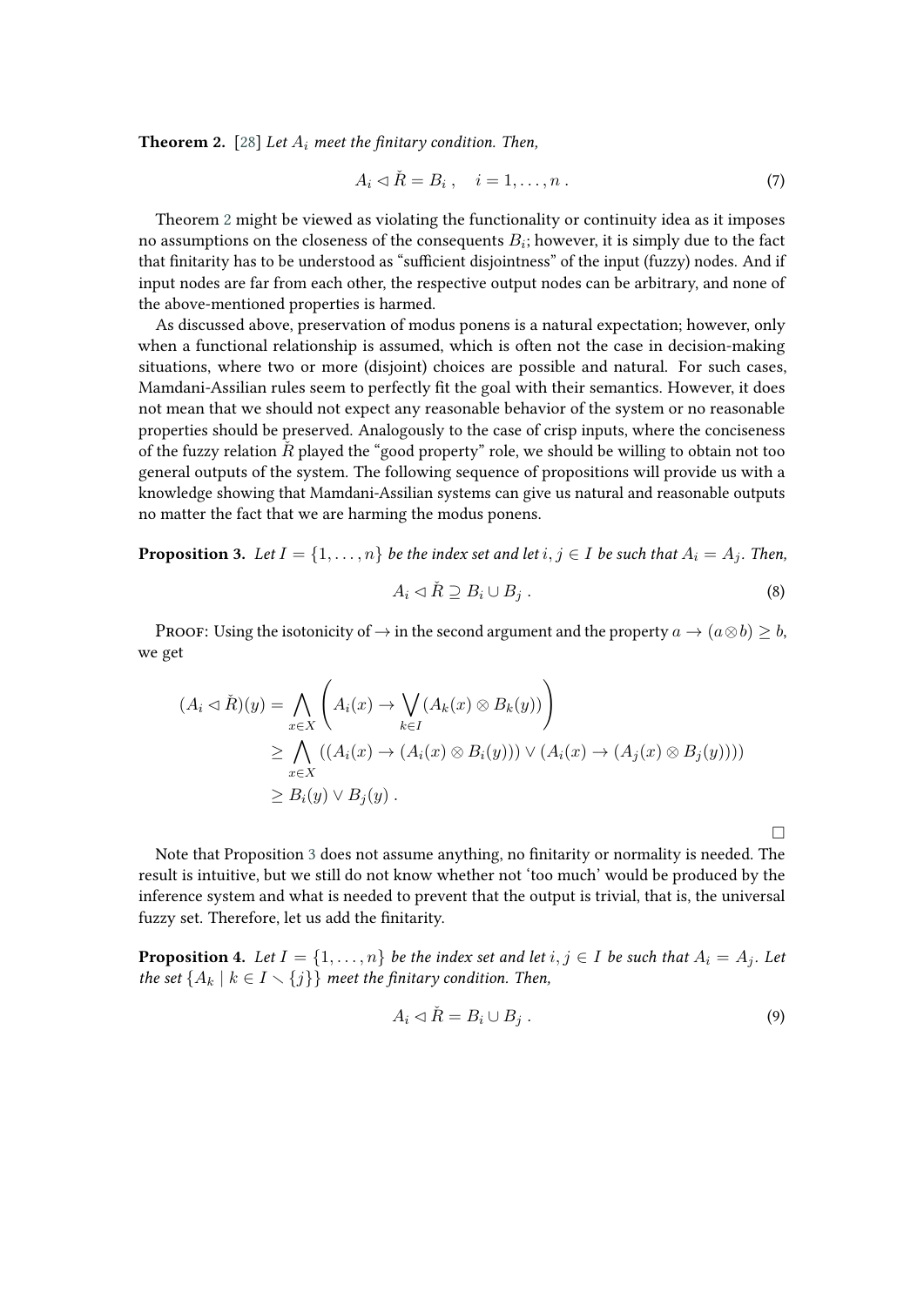**Theorem 2.** [28] *Let $A_i$ meet the finitary condition. Then,*

$$A_i \lhd \check{R} = B_i\,, \quad i = 1, \ldots, n\,. \tag{7}$$

Theorem 2 might be viewed as violating the functionality or continuity idea as it imposes no assumptions on the closeness of the consequents $B_i$; however, it is simply due to the fact that finitarity has to be understood as "sufficient disjointness" of the input (fuzzy) nodes. And if input nodes are far from each other, the respective output nodes can be arbitrary, and none of the above-mentioned properties is harmed.

As discussed above, preservation of modus ponens is a natural expectation; however, only when a functional relationship is assumed, which is often not the case in decision-making situations, where two or more (disjoint) choices are possible and natural. For such cases, Mamdani-Assilian rules seem to perfectly fit the goal with their semantics. However, it does not mean that we should not expect any reasonable behavior of the system or no reasonable properties should be preserved. Analogously to the case of crisp inputs, where the conciseness of the fuzzy relation $\check{R}$ played the "good property" role, we should be willing to obtain not too general outputs of the system. The following sequence of propositions will provide us with a knowledge showing that Mamdani-Assilian systems can give us natural and reasonable outputs no matter the fact that we are harming the modus ponens.

**Proposition 3.** *Let $I = \{1, \ldots, n\}$ be the index set and let $i, j \in I$ be such that $A_i = A_j$. Then,*

$$A_i \lhd \check{R} \supseteq B_i \cup B_j\,. \tag{8}$$

Proof: Using the isotonicity of $\to$ in the second argument and the property $a \to (a \otimes b) \geq b$, we get

$$\begin{aligned}
(A_i \lhd \check{R})(y) &= \bigwedge_{x \in X} \left( A_i(x) \to \bigvee_{k \in I} (A_k(x) \otimes B_k(y)) \right) \\
&\geq \bigwedge_{x \in X} \left( (A_i(x) \to (A_i(x) \otimes B_i(y))) \vee (A_i(x) \to (A_j(x) \otimes B_j(y))) \right) \\
&\geq B_i(y) \vee B_j(y)\,.
\end{aligned}$$

□

Note that Proposition 3 does not assume anything, no finitarity or normality is needed. The result is intuitive, but we still do not know whether not 'too much' would be produced by the inference system and what is needed to prevent that the output is trivial, that is, the universal fuzzy set. Therefore, let us add the finitarity.

**Proposition 4.** *Let $I = \{1, \ldots, n\}$ be the index set and let $i, j \in I$ be such that $A_i = A_j$. Let the set $\{A_k \mid k \in I \smallsetminus \{j\}\}$ meet the finitary condition. Then,*

$$A_i \lhd \check{R} = B_i \cup B_j\,. \tag{9}$$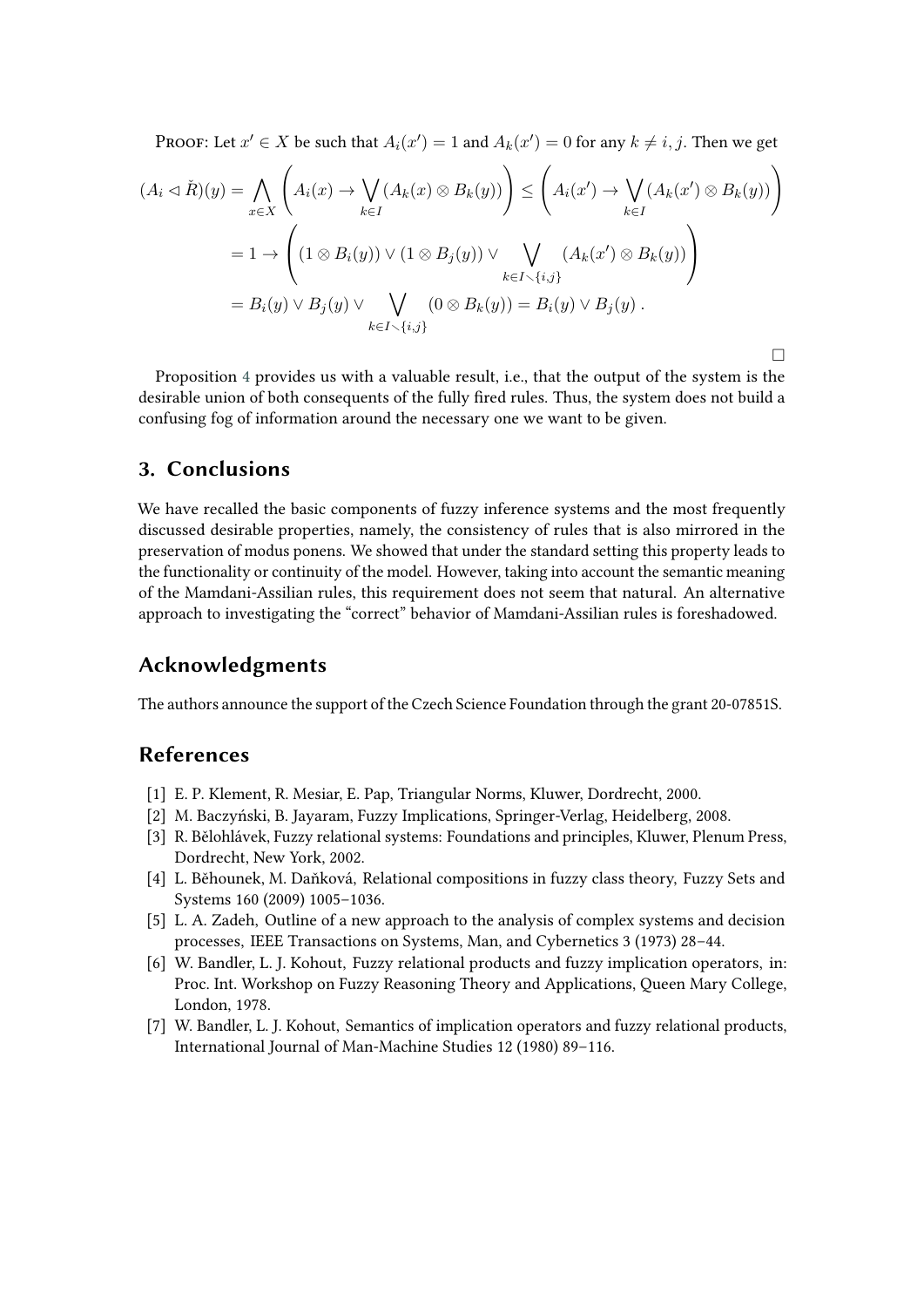PROOF: Let $x' \in X$ be such that $A_i(x') = 1$ and $A_k(x') = 0$ for any $k \neq i, j$. Then we get

$$
\begin{aligned}
(A_i \lhd \check{R})(y) &= \bigwedge_{x \in X} \left( A_i(x) \rightarrow \bigvee_{k \in I} (A_k(x) \otimes B_k(y)) \right) \leq \left( A_i(x') \rightarrow \bigvee_{k \in I} (A_k(x') \otimes B_k(y)) \right) \\
&= 1 \rightarrow \left( (1 \otimes B_i(y)) \vee (1 \otimes B_j(y)) \vee \bigvee_{k \in I \setminus \{i,j\}} (A_k(x') \otimes B_k(y)) \right) \\
&= B_i(y) \vee B_j(y) \vee \bigvee_{k \in I \setminus \{i,j\}} (0 \otimes B_k(y)) = B_i(y) \vee B_j(y) \, .
\end{aligned}
$$

□

Proposition 4 provides us with a valuable result, i.e., that the output of the system is the desirable union of both consequents of the fully fired rules. Thus, the system does not build a confusing fog of information around the necessary one we want to be given.

## 3. Conclusions

We have recalled the basic components of fuzzy inference systems and the most frequently discussed desirable properties, namely, the consistency of rules that is also mirrored in the preservation of modus ponens. We showed that under the standard setting this property leads to the functionality or continuity of the model. However, taking into account the semantic meaning of the Mamdani-Assilian rules, this requirement does not seem that natural. An alternative approach to investigating the "correct" behavior of Mamdani-Assilian rules is foreshadowed.

## Acknowledgments

The authors announce the support of the Czech Science Foundation through the grant 20-07851S.

## References

[1] E. P. Klement, R. Mesiar, E. Pap, Triangular Norms, Kluwer, Dordrecht, 2000.

[2] M. Baczyński, B. Jayaram, Fuzzy Implications, Springer-Verlag, Heidelberg, 2008.

[3] R. Bělohlávek, Fuzzy relational systems: Foundations and principles, Kluwer, Plenum Press, Dordrecht, New York, 2002.

[4] L. Běhounek, M. Daňková, Relational compositions in fuzzy class theory, Fuzzy Sets and Systems 160 (2009) 1005–1036.

[5] L. A. Zadeh, Outline of a new approach to the analysis of complex systems and decision processes, IEEE Transactions on Systems, Man, and Cybernetics 3 (1973) 28–44.

[6] W. Bandler, L. J. Kohout, Fuzzy relational products and fuzzy implication operators, in: Proc. Int. Workshop on Fuzzy Reasoning Theory and Applications, Queen Mary College, London, 1978.

[7] W. Bandler, L. J. Kohout, Semantics of implication operators and fuzzy relational products, International Journal of Man-Machine Studies 12 (1980) 89–116.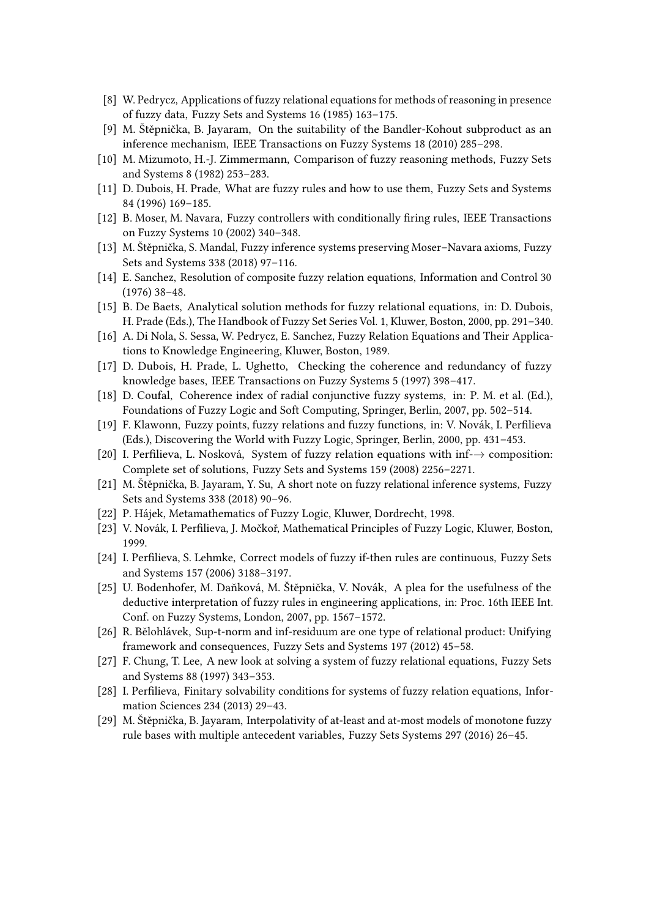[8] W. Pedrycz, Applications of fuzzy relational equations for methods of reasoning in presence of fuzzy data, Fuzzy Sets and Systems 16 (1985) 163–175.

[9] M. Štěpnička, B. Jayaram, On the suitability of the Bandler-Kohout subproduct as an inference mechanism, IEEE Transactions on Fuzzy Systems 18 (2010) 285–298.

[10] M. Mizumoto, H.-J. Zimmermann, Comparison of fuzzy reasoning methods, Fuzzy Sets and Systems 8 (1982) 253–283.

[11] D. Dubois, H. Prade, What are fuzzy rules and how to use them, Fuzzy Sets and Systems 84 (1996) 169–185.

[12] B. Moser, M. Navara, Fuzzy controllers with conditionally firing rules, IEEE Transactions on Fuzzy Systems 10 (2002) 340–348.

[13] M. Štěpnička, S. Mandal, Fuzzy inference systems preserving Moser–Navara axioms, Fuzzy Sets and Systems 338 (2018) 97–116.

[14] E. Sanchez, Resolution of composite fuzzy relation equations, Information and Control 30 (1976) 38–48.

[15] B. De Baets, Analytical solution methods for fuzzy relational equations, in: D. Dubois, H. Prade (Eds.), The Handbook of Fuzzy Set Series Vol. 1, Kluwer, Boston, 2000, pp. 291–340.

[16] A. Di Nola, S. Sessa, W. Pedrycz, E. Sanchez, Fuzzy Relation Equations and Their Applications to Knowledge Engineering, Kluwer, Boston, 1989.

[17] D. Dubois, H. Prade, L. Ughetto, Checking the coherence and redundancy of fuzzy knowledge bases, IEEE Transactions on Fuzzy Systems 5 (1997) 398–417.

[18] D. Coufal, Coherence index of radial conjunctive fuzzy systems, in: P. M. et al. (Ed.), Foundations of Fuzzy Logic and Soft Computing, Springer, Berlin, 2007, pp. 502–514.

[19] F. Klawonn, Fuzzy points, fuzzy relations and fuzzy functions, in: V. Novák, I. Perfilieva (Eds.), Discovering the World with Fuzzy Logic, Springer, Berlin, 2000, pp. 431–453.

[20] I. Perfilieva, L. Nosková, System of fuzzy relation equations with inf-$\rightarrow$ composition: Complete set of solutions, Fuzzy Sets and Systems 159 (2008) 2256–2271.

[21] M. Štěpnička, B. Jayaram, Y. Su, A short note on fuzzy relational inference systems, Fuzzy Sets and Systems 338 (2018) 90–96.

[22] P. Hájek, Metamathematics of Fuzzy Logic, Kluwer, Dordrecht, 1998.

[23] V. Novák, I. Perfilieva, J. Močkoř, Mathematical Principles of Fuzzy Logic, Kluwer, Boston, 1999.

[24] I. Perfilieva, S. Lehmke, Correct models of fuzzy if-then rules are continuous, Fuzzy Sets and Systems 157 (2006) 3188–3197.

[25] U. Bodenhofer, M. Daňková, M. Štěpnička, V. Novák, A plea for the usefulness of the deductive interpretation of fuzzy rules in engineering applications, in: Proc. 16th IEEE Int. Conf. on Fuzzy Systems, London, 2007, pp. 1567–1572.

[26] R. Bělohlávek, Sup-t-norm and inf-residuum are one type of relational product: Unifying framework and consequences, Fuzzy Sets and Systems 197 (2012) 45–58.

[27] F. Chung, T. Lee, A new look at solving a system of fuzzy relational equations, Fuzzy Sets and Systems 88 (1997) 343–353.

[28] I. Perfilieva, Finitary solvability conditions for systems of fuzzy relation equations, Information Sciences 234 (2013) 29–43.

[29] M. Štěpnička, B. Jayaram, Interpolativity of at-least and at-most models of monotone fuzzy rule bases with multiple antecedent variables, Fuzzy Sets Systems 297 (2016) 26–45.